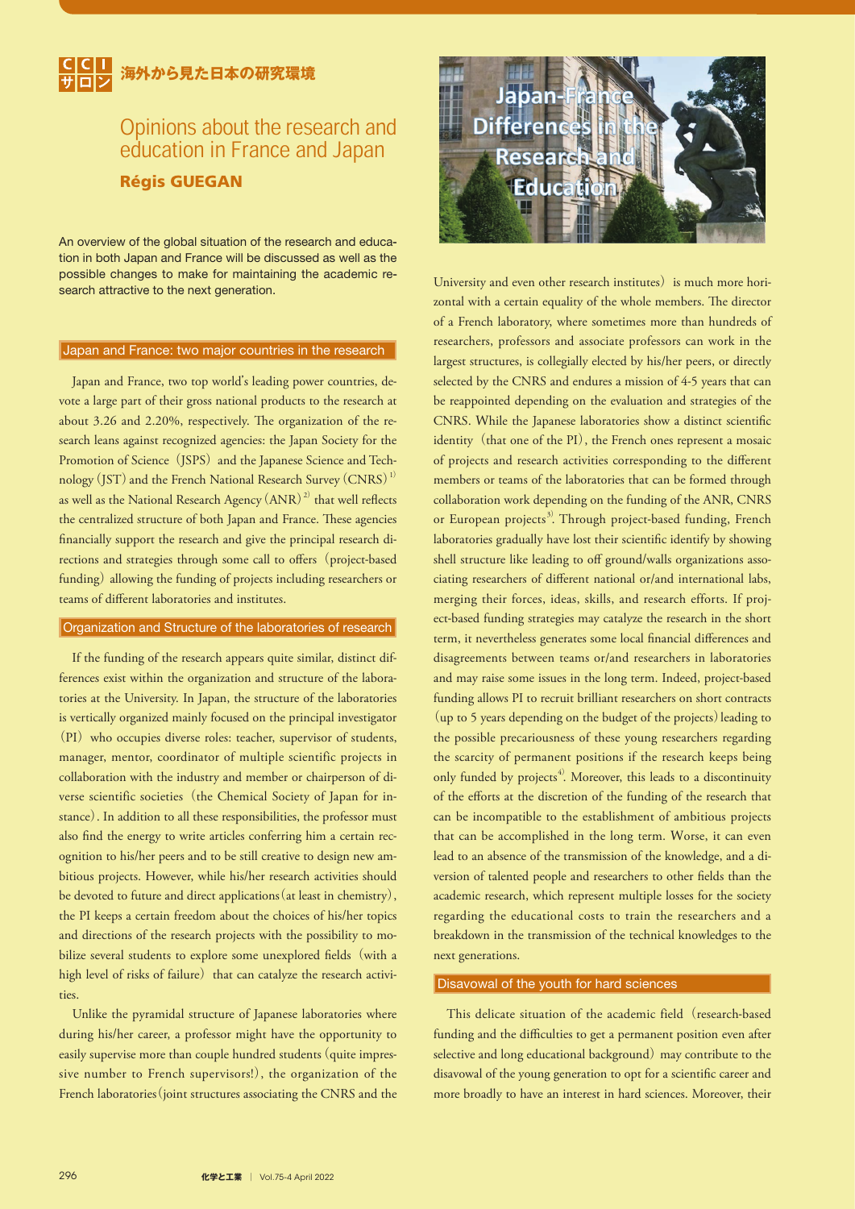CCI サロン 海外から見た日本の研究環境

# Opinions about the research and education in France and Japan

**Régis GUEGAN**

An overview of the global situation of the research and education in both Japan and France will be discussed as well as the possible changes to make for maintaining the academic research attractive to the next generation.

## Japan and France: two major countries in the research

Japan and France, two top world's leading power countries, devote a large part of their gross national products to the research at about 3.26 and 2.20%, respectively. The organization of the research leans against recognized agencies: the Japan Society for the Promotion of Science（JSPS）and the Japanese Science and Technology（JST）and the French National Research Survey（CNRS）[1] as well as the National Research Agency（ANR）[2] that well reflects the centralized structure of both Japan and France. These agencies financially support the research and give the principal research directions and strategies through some call to offers（project-based funding）allowing the funding of projects including researchers or teams of different laboratories and institutes.

## Organization and Structure of the laboratories of research

If the funding of the research appears quite similar, distinct differences exist within the organization and structure of the laboratories at the University. In Japan, the structure of the laboratories is vertically organized mainly focused on the principal investigator（PI）who occupies diverse roles: teacher, supervisor of students, manager, mentor, coordinator of multiple scientific projects in collaboration with the industry and member or chairperson of diverse scientific societies（the Chemical Society of Japan for instance）. In addition to all these responsibilities, the professor must also find the energy to write articles conferring him a certain recognition to his/her peers and to be still creative to design new ambitious projects. However, while his/her research activities should be devoted to future and direct applications（at least in chemistry）, the PI keeps a certain freedom about the choices of his/her topics and directions of the research projects with the possibility to mobilize several students to explore some unexplored fields（with a high level of risks of failure）that can catalyze the research activities.

Unlike the pyramidal structure of Japanese laboratories where during his/her career, a professor might have the opportunity to easily supervise more than couple hundred students（quite impressive number to French supervisors!）, the organization of the French laboratories（joint structures associating the CNRS and the University and even other research institutes）is much more horizontal with a certain equality of the whole members. The director of a French laboratory, where sometimes more than hundreds of researchers, professors and associate professors can work in the largest structures, is collegially elected by his/her peers, or directly selected by the CNRS and endures a mission of 4-5 years that can be reappointed depending on the evaluation and strategies of the CNRS. While the Japanese laboratories show a distinct scientific identity（that one of the PI）, the French ones represent a mosaic of projects and research activities corresponding to the different members or teams of the laboratories that can be formed through collaboration work depending on the funding of the ANR, CNRS or European projects[3]. Through project-based funding, French laboratories gradually have lost their scientific identify by showing shell structure like leading to off ground/walls organizations associating researchers of different national or/and international labs, merging their forces, ideas, skills, and research efforts. If project-based funding strategies may catalyze the research in the short term, it nevertheless generates some local financial differences and disagreements between teams or/and researchers in laboratories and may raise some issues in the long term. Indeed, project-based funding allows PI to recruit brilliant researchers on short contracts（up to 5 years depending on the budget of the projects）leading to the possible precariousness of these young researchers regarding the scarcity of permanent positions if the research keeps being only funded by projects[4]. Moreover, this leads to a discontinuity of the efforts at the discretion of the funding of the research that can be incompatible to the establishment of ambitious projects that can be accomplished in the long term. Worse, it can even lead to an absence of the transmission of the knowledge, and a diversion of talented people and researchers to other fields than the academic research, which represent multiple losses for the society regarding the educational costs to train the researchers and a breakdown in the transmission of the technical knowledges to the next generations.

## Disavowal of the youth for hard sciences

This delicate situation of the academic field（research-based funding and the difficulties to get a permanent position even after selective and long educational background）may contribute to the disavowal of the young generation to opt for a scientific career and more broadly to have an interest in hard sciences. Moreover, their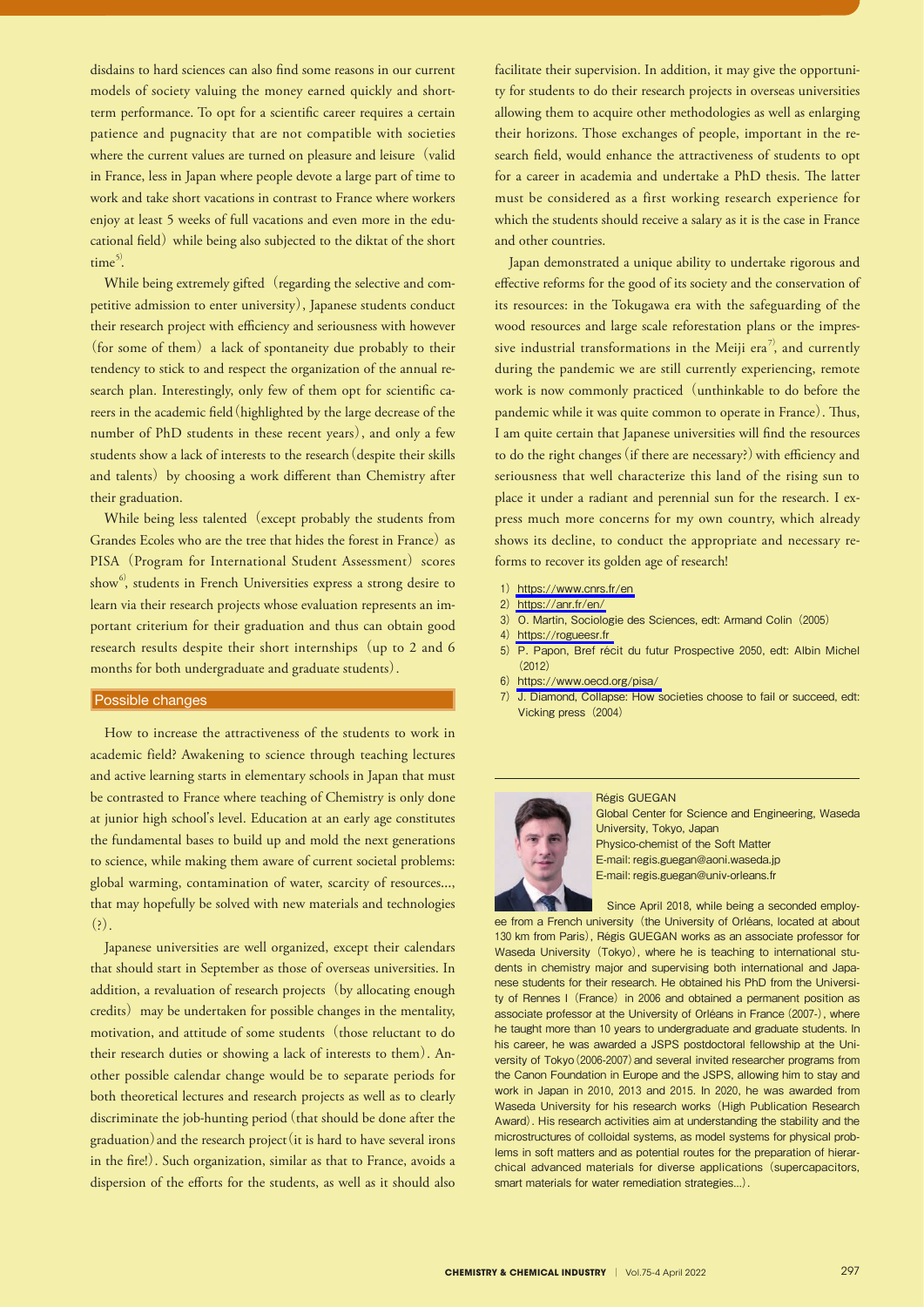disdains to hard sciences can also find some reasons in our current models of society valuing the money earned quickly and short-term performance. To opt for a scientific career requires a certain patience and pugnacity that are not compatible with societies where the current values are turned on pleasure and leisure (valid in France, less in Japan where people devote a large part of time to work and take short vacations in contrast to France where workers enjoy at least 5 weeks of full vacations and even more in the educational field) while being also subjected to the diktat of the short time[5].

While being extremely gifted (regarding the selective and competitive admission to enter university), Japanese students conduct their research project with efficiency and seriousness with however (for some of them) a lack of spontaneity due probably to their tendency to stick to and respect the organization of the annual research plan. Interestingly, only few of them opt for scientific careers in the academic field (highlighted by the large decrease of the number of PhD students in these recent years), and only a few students show a lack of interests to the research (despite their skills and talents) by choosing a work different than Chemistry after their graduation.

While being less talented (except probably the students from Grandes Ecoles who are the tree that hides the forest in France) as PISA (Program for International Student Assessment) scores show[6], students in French Universities express a strong desire to learn via their research projects whose evaluation represents an important criterium for their graduation and thus can obtain good research results despite their short internships (up to 2 and 6 months for both undergraduate and graduate students).

## Possible changes

How to increase the attractiveness of the students to work in academic field? Awakening to science through teaching lectures and active learning starts in elementary schools in Japan that must be contrasted to France where teaching of Chemistry is only done at junior high school's level. Education at an early age constitutes the fundamental bases to build up and mold the next generations to science, while making them aware of current societal problems: global warming, contamination of water, scarcity of resources..., that may hopefully be solved with new materials and technologies (?).

Japanese universities are well organized, except their calendars that should start in September as those of overseas universities. In addition, a revaluation of research projects (by allocating enough credits) may be undertaken for possible changes in the mentality, motivation, and attitude of some students (those reluctant to do their research duties or showing a lack of interests to them). Another possible calendar change would be to separate periods for both theoretical lectures and research projects as well as to clearly discriminate the job-hunting period (that should be done after the graduation) and the research project (it is hard to have several irons in the fire!). Such organization, similar as that to France, avoids a dispersion of the efforts for the students, as well as it should also facilitate their supervision. In addition, it may give the opportunity for students to do their research projects in overseas universities allowing them to acquire other methodologies as well as enlarging their horizons. Those exchanges of people, important in the research field, would enhance the attractiveness of students to opt for a career in academia and undertake a PhD thesis. The latter must be considered as a first working research experience for which the students should receive a salary as it is the case in France and other countries.

Japan demonstrated a unique ability to undertake rigorous and effective reforms for the good of its society and the conservation of its resources: in the Tokugawa era with the safeguarding of the wood resources and large scale reforestation plans or the impressive industrial transformations in the Meiji era[7], and currently during the pandemic we are still currently experiencing, remote work is now commonly practiced (unthinkable to do before the pandemic while it was quite common to operate in France). Thus, I am quite certain that Japanese universities will find the resources to do the right changes (if there are necessary?) with efficiency and seriousness that well characterize this land of the rising sun to place it under a radiant and perennial sun for the research. I express much more concerns for my own country, which already shows its decline, to conduct the appropriate and necessary reforms to recover its golden age of research!

1) https://www.cnrs.fr/en
2) https://anr.fr/en/
3) O. Martin, Sociologie des Sciences, edt: Armand Colin (2005)
4) https://rogueesr.fr
5) P. Papon, Bref récit du futur Prospective 2050, edt: Albin Michel (2012)
6) https://www.oecd.org/pisa/
7) J. Diamond, Collapse: How societies choose to fail or succeed, edt: Vicking press (2004)

---

Régis GUEGAN
Global Center for Science and Engineering, Waseda University, Tokyo, Japan
Physico-chemist of the Soft Matter
E-mail: regis.guegan@aoni.waseda.jp
E-mail: regis.guegan@univ-orleans.fr

Since April 2018, while being a seconded employee from a French university (the University of Orléans, located at about 130 km from Paris), Régis GUEGAN works as an associate professor for Waseda University (Tokyo), where he is teaching to international students in chemistry major and supervising both international and Japanese students for their research. He obtained his PhD from the University of Rennes I (France) in 2006 and obtained a permanent position as associate professor at the University of Orléans in France (2007-), where he taught more than 10 years to undergraduate and graduate students. In his career, he was awarded a JSPS postdoctoral fellowship at the University of Tokyo (2006-2007) and several invited researcher programs from the Canon Foundation in Europe and the JSPS, allowing him to stay and work in Japan in 2010, 2013 and 2015. In 2020, he was awarded from Waseda University for his research works (High Publication Research Award). His research activities aim at understanding the stability and the microstructures of colloidal systems, as model systems for physical problems in soft matters and as potential routes for the preparation of hierarchical advanced materials for diverse applications (supercapacitors, smart materials for water remediation strategies...).